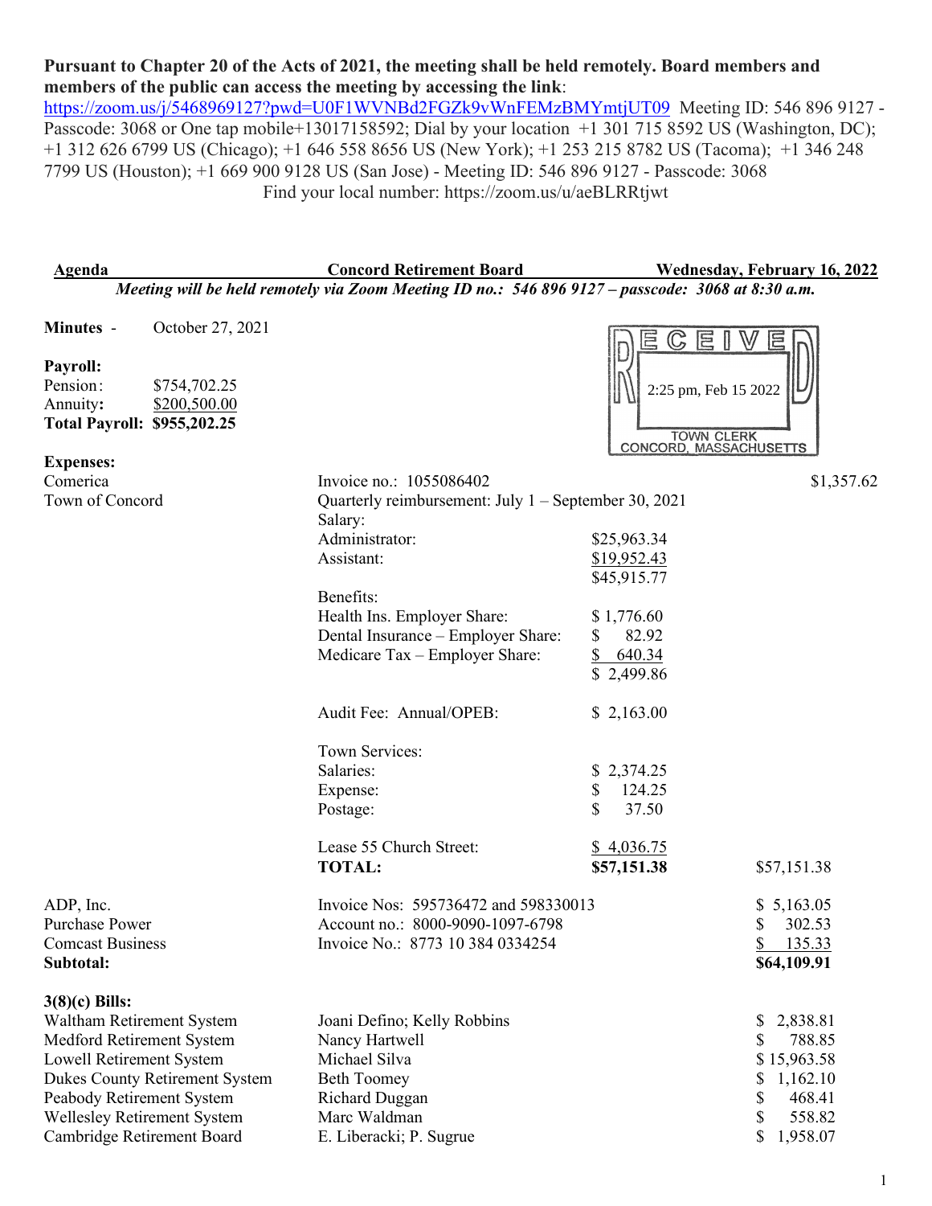**Pursuant to Chapter 20 of the Acts of 2021, the meeting shall be held remotely. Board members and members of the public can access the meeting by accessing the link**: https://zoom.us/j/5468969127?pwd=U0F1WVNBd2FGZk9vWnFEMzBMYmtjUT09 Meeting ID: 546 896 9127 - Passcode: 3068 or One tap mobile+13017158592; Dial by your location +1 301 715 8592 US (Washington, DC); +1 312 626 6799 US (Chicago); +1 646 558 8656 US (New York); +1 253 215 8782 US (Tacoma); +1 346 248 7799 US (Houston); +1 669 900 9128 US (San Jose) - Meeting ID: 546 896 9127 - Passcode: 3068

Find your local number: https://zoom.us/u/aeBLRRtjwt

**Agenda** — **Concord Retirement Board** — **Wednesday, February 16, 2022**

*Meeting will be held remotely via Zoom Meeting ID no.: 546 896 9127 – passcode: 3068 at 8:30 a.m.*

RECEIVED 2:25 pm, Feb 15 2022 TOWN CLERK CONCORD, MASSACHUSETTS

**Minutes** - October 27, 2021

**Payroll:**

Pension: $754,702.25
Annuity: $200,500.00
**Total Payroll: $955,202.25**

**Expenses:**

| | | | |
|---|---|---|---|
| Comerica | Invoice no.: 1055086402 | | $1,357.62 |
| Town of Concord | Quarterly reimbursement: July 1 – September 30, 2021 | | |
| | Salary: | | |
| | Administrator: | $25,963.34 | |
| | Assistant: | $19,952.43 | |
| | | $45,915.77 | |
| | Benefits: | | |
| | Health Ins. Employer Share: | $ 1,776.60 | |
| | Dental Insurance – Employer Share: | $ 82.92 | |
| | Medicare Tax – Employer Share: | $ 640.34 | |
| | | $ 2,499.86 | |
| | Audit Fee: Annual/OPEB: | $ 2,163.00 | |
| | Town Services: | | |
| | Salaries: | $ 2,374.25 | |
| | Expense: | $ 124.25 | |
| | Postage: | $ 37.50 | |
| | Lease 55 Church Street: | $ 4,036.75 | |
| | **TOTAL:** | **$57,151.38** | $57,151.38 |
| ADP, Inc. | Invoice Nos: 595736472 and 598330013 | | $ 5,163.05 |
| Purchase Power | Account no.: 8000-9090-1097-6798 | | $ 302.53 |
| Comcast Business | Invoice No.: 8773 10 384 0334254 | | $ 135.33 |
| **Subtotal:** | | | **$64,109.91** |

**3(8)(c) Bills:**

| | | |
|---|---|---|
| Waltham Retirement System | Joani Defino; Kelly Robbins | $ 2,838.81 |
| Medford Retirement System | Nancy Hartwell | $ 788.85 |
| Lowell Retirement System | Michael Silva | $ 15,963.58 |
| Dukes County Retirement System | Beth Toomey | $ 1,162.10 |
| Peabody Retirement System | Richard Duggan | $ 468.41 |
| Wellesley Retirement System | Marc Waldman | $ 558.82 |
| Cambridge Retirement Board | E. Liberacki; P. Sugrue | $ 1,958.07 |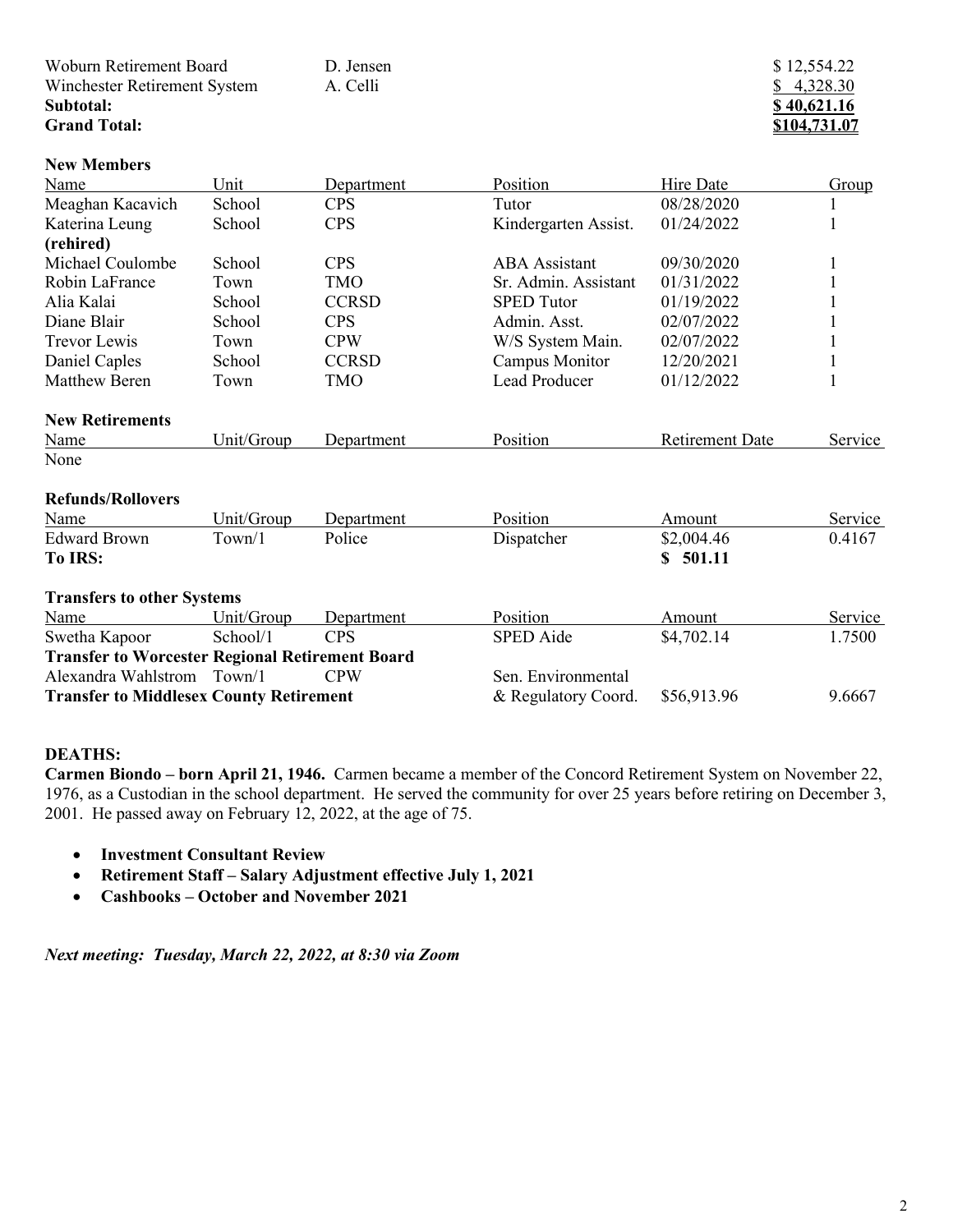| | | |
|---|---|---|
| Woburn Retirement Board | D. Jensen | $ 12,554.22 |
| Winchester Retirement System | A. Celli | $ 4,328.30 |
| **Subtotal:** | | **$ 40,621.16** |
| **Grand Total:** | | **$104,731.07** |

**New Members**

| Name | Unit | Department | Position | Hire Date | Group |
|---|---|---|---|---|---|
| Meaghan Kacavich | School | CPS | Tutor | 08/28/2020 | 1 |
| Katerina Leung **(rehired)** | School | CPS | Kindergarten Assist. | 01/24/2022 | 1 |
| Michael Coulombe | School | CPS | ABA Assistant | 09/30/2020 | 1 |
| Robin LaFrance | Town | TMO | Sr. Admin. Assistant | 01/31/2022 | 1 |
| Alia Kalai | School | CCRSD | SPED Tutor | 01/19/2022 | 1 |
| Diane Blair | School | CPS | Admin. Asst. | 02/07/2022 | 1 |
| Trevor Lewis | Town | CPW | W/S System Main. | 02/07/2022 | 1 |
| Daniel Caples | School | CCRSD | Campus Monitor | 12/20/2021 | 1 |
| Matthew Beren | Town | TMO | Lead Producer | 01/12/2022 | 1 |

**New Retirements**

| Name | Unit/Group | Department | Position | Retirement Date | Service |
|---|---|---|---|---|---|
| None | | | | | |

**Refunds/Rollovers**

| Name | Unit/Group | Department | Position | Amount | Service |
|---|---|---|---|---|---|
| Edward Brown | Town/1 | Police | Dispatcher | $2,004.46 | 0.4167 |
| **To IRS:** | | | | **$ 501.11** | |

**Transfers to other Systems**

| Name | Unit/Group | Department | Position | Amount | Service |
|---|---|---|---|---|---|
| Swetha Kapoor | School/1 | CPS | SPED Aide | $4,702.14 | 1.7500 |
| **Transfer to Worcester Regional Retirement Board** | | | | | |
| Alexandra Wahlstrom | Town/1 | CPW | Sen. Environmental & Regulatory Coord. | $56,913.96 | 9.6667 |
| **Transfer to Middlesex County Retirement** | | | | | |

**DEATHS:**

**Carmen Biondo – born April 21, 1946.** Carmen became a member of the Concord Retirement System on November 22, 1976, as a Custodian in the school department. He served the community for over 25 years before retiring on December 3, 2001. He passed away on February 12, 2022, at the age of 75.

- **Investment Consultant Review**
- **Retirement Staff – Salary Adjustment effective July 1, 2021**
- **Cashbooks – October and November 2021**

***Next meeting: Tuesday, March 22, 2022, at 8:30 via Zoom***